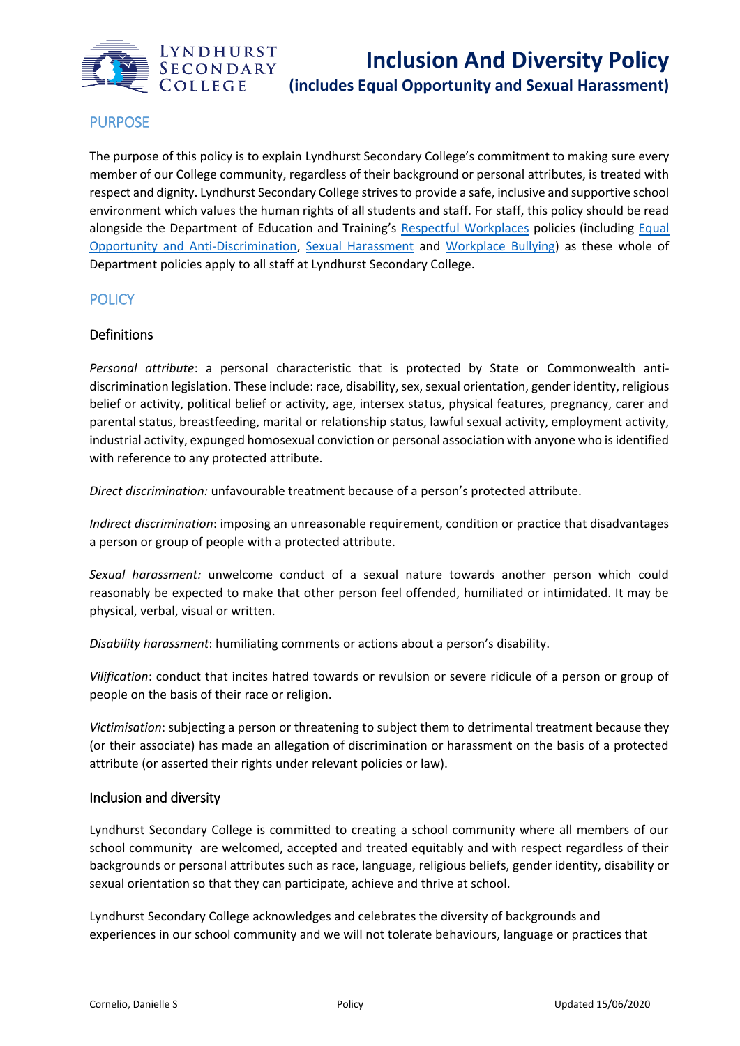# Inclusion And Diversity Policy

**(includes Equal Opportunity and Sexual Harassment)**

## PURPOSE

The purpose of this policy is to explain Lyndhurst Secondary College's commitment to making sure every member of our College community, regardless of their background or personal attributes, is treated with respect and dignity. Lyndhurst Secondary College strives to provide a safe, inclusive and supportive school environment which values the human rights of all students and staff. For staff, this policy should be read alongside the Department of Education and Training's Respectful Workplaces policies (including Equal Opportunity and Anti-Discrimination, Sexual Harassment and Workplace Bullying) as these whole of Department policies apply to all staff at Lyndhurst Secondary College.

## POLICY

### Definitions

*Personal attribute*: a personal characteristic that is protected by State or Commonwealth anti-discrimination legislation. These include: race, disability, sex, sexual orientation, gender identity, religious belief or activity, political belief or activity, age, intersex status, physical features, pregnancy, carer and parental status, breastfeeding, marital or relationship status, lawful sexual activity, employment activity, industrial activity, expunged homosexual conviction or personal association with anyone who is identified with reference to any protected attribute.

*Direct discrimination:* unfavourable treatment because of a person's protected attribute.

*Indirect discrimination*: imposing an unreasonable requirement, condition or practice that disadvantages a person or group of people with a protected attribute.

*Sexual harassment:* unwelcome conduct of a sexual nature towards another person which could reasonably be expected to make that other person feel offended, humiliated or intimidated. It may be physical, verbal, visual or written.

*Disability harassment*: humiliating comments or actions about a person's disability.

*Vilification*: conduct that incites hatred towards or revulsion or severe ridicule of a person or group of people on the basis of their race or religion.

*Victimisation*: subjecting a person or threatening to subject them to detrimental treatment because they (or their associate) has made an allegation of discrimination or harassment on the basis of a protected attribute (or asserted their rights under relevant policies or law).

### Inclusion and diversity

Lyndhurst Secondary College is committed to creating a school community where all members of our school community are welcomed, accepted and treated equitably and with respect regardless of their backgrounds or personal attributes such as race, language, religious beliefs, gender identity, disability or sexual orientation so that they can participate, achieve and thrive at school.

Lyndhurst Secondary College acknowledges and celebrates the diversity of backgrounds and experiences in our school community and we will not tolerate behaviours, language or practices that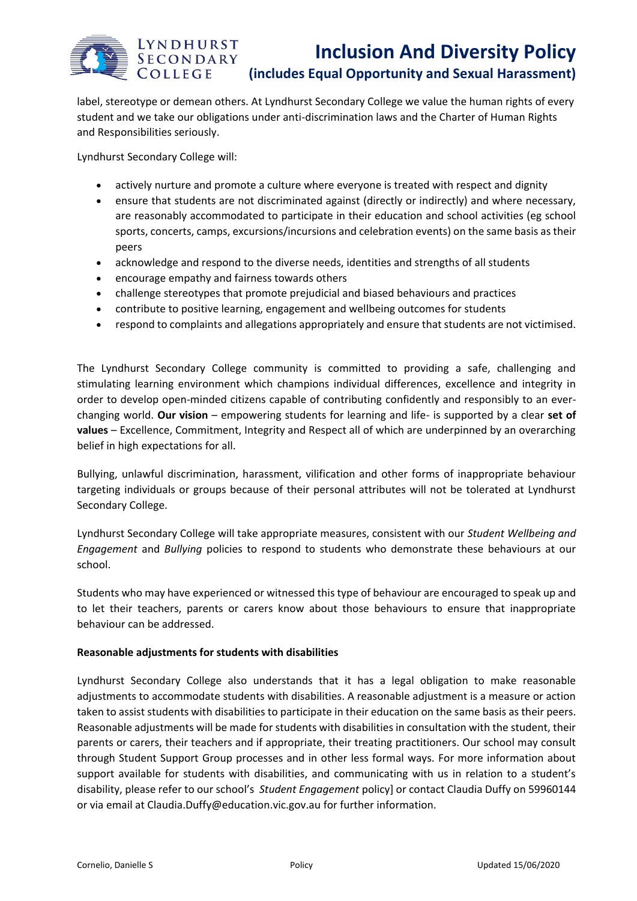label, stereotype or demean others. At Lyndhurst Secondary College we value the human rights of every student and we take our obligations under anti-discrimination laws and the Charter of Human Rights and Responsibilities seriously.

Lyndhurst Secondary College will:

- actively nurture and promote a culture where everyone is treated with respect and dignity
- ensure that students are not discriminated against (directly or indirectly) and where necessary, are reasonably accommodated to participate in their education and school activities (eg school sports, concerts, camps, excursions/incursions and celebration events) on the same basis as their peers
- acknowledge and respond to the diverse needs, identities and strengths of all students
- encourage empathy and fairness towards others
- challenge stereotypes that promote prejudicial and biased behaviours and practices
- contribute to positive learning, engagement and wellbeing outcomes for students
- respond to complaints and allegations appropriately and ensure that students are not victimised.

The Lyndhurst Secondary College community is committed to providing a safe, challenging and stimulating learning environment which champions individual differences, excellence and integrity in order to develop open-minded citizens capable of contributing confidently and responsibly to an ever-changing world. **Our vision** – empowering students for learning and life- is supported by a clear **set of values** – Excellence, Commitment, Integrity and Respect all of which are underpinned by an overarching belief in high expectations for all.

Bullying, unlawful discrimination, harassment, vilification and other forms of inappropriate behaviour targeting individuals or groups because of their personal attributes will not be tolerated at Lyndhurst Secondary College.

Lyndhurst Secondary College will take appropriate measures, consistent with our *Student Wellbeing and Engagement* and *Bullying* policies to respond to students who demonstrate these behaviours at our school.

Students who may have experienced or witnessed this type of behaviour are encouraged to speak up and to let their teachers, parents or carers know about those behaviours to ensure that inappropriate behaviour can be addressed.

**Reasonable adjustments for students with disabilities**

Lyndhurst Secondary College also understands that it has a legal obligation to make reasonable adjustments to accommodate students with disabilities. A reasonable adjustment is a measure or action taken to assist students with disabilities to participate in their education on the same basis as their peers. Reasonable adjustments will be made for students with disabilities in consultation with the student, their parents or carers, their teachers and if appropriate, their treating practitioners. Our school may consult through Student Support Group processes and in other less formal ways. For more information about support available for students with disabilities, and communicating with us in relation to a student's disability, please refer to our school's *Student Engagement* policy] or contact Claudia Duffy on 59960144 or via email at Claudia.Duffy@education.vic.gov.au for further information.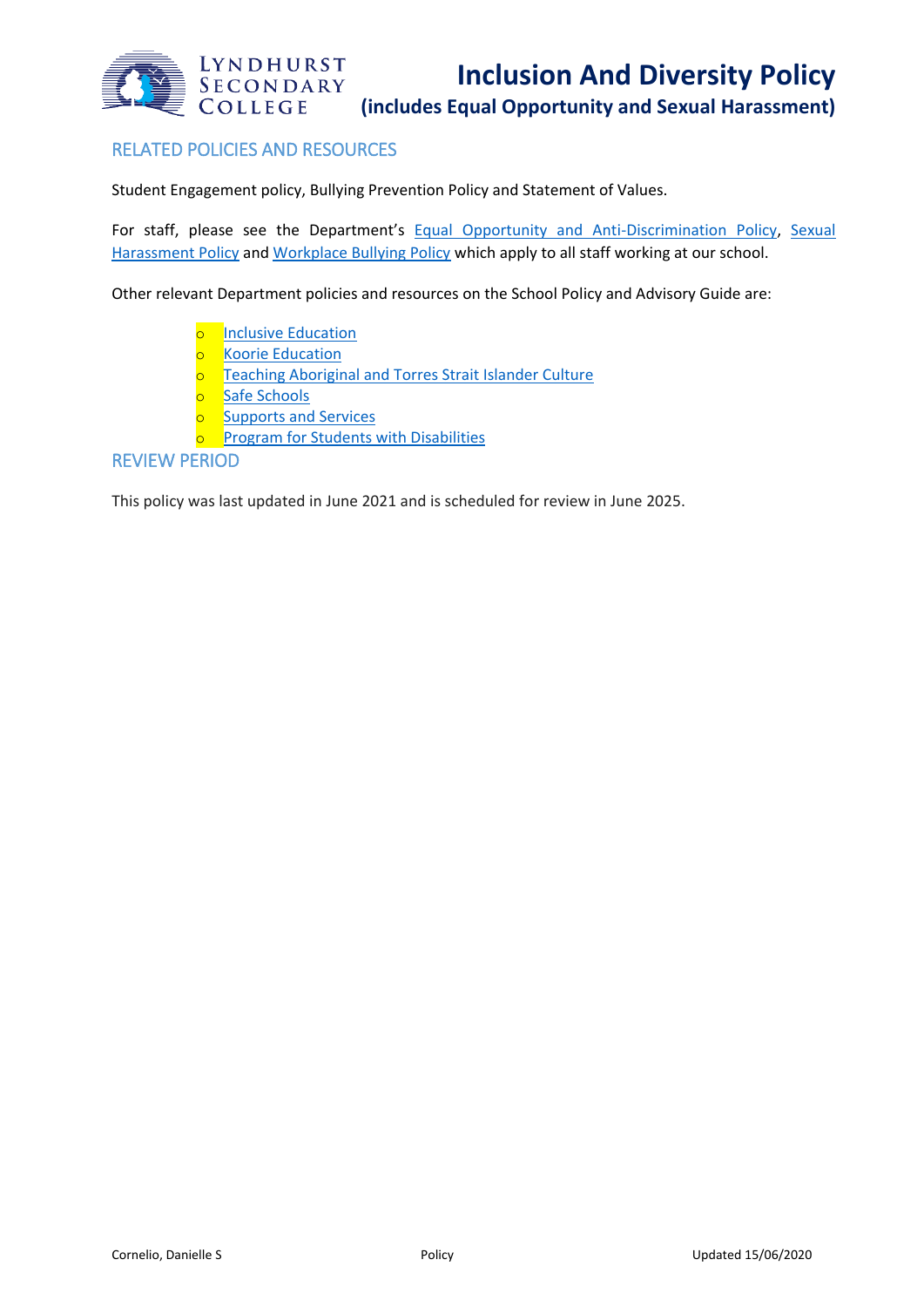## RELATED POLICIES AND RESOURCES

Student Engagement policy, Bullying Prevention Policy and Statement of Values.

For staff, please see the Department's Equal Opportunity and Anti-Discrimination Policy, Sexual Harassment Policy and Workplace Bullying Policy which apply to all staff working at our school.

Other relevant Department policies and resources on the School Policy and Advisory Guide are:

- Inclusive Education
- Koorie Education
- Teaching Aboriginal and Torres Strait Islander Culture
- Safe Schools
- Supports and Services
- Program for Students with Disabilities

## REVIEW PERIOD

This policy was last updated in June 2021 and is scheduled for review in June 2025.